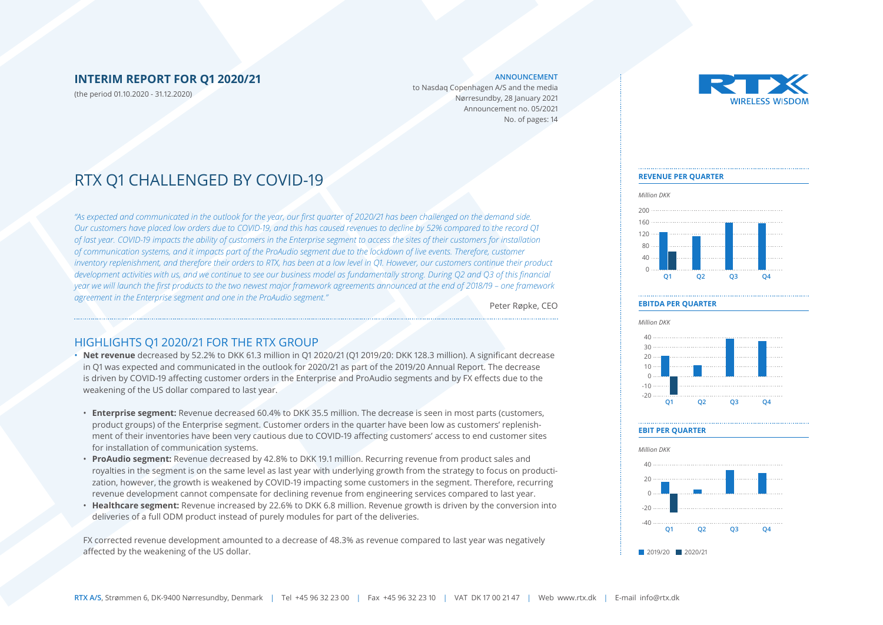# INTERIM REPORT FOR Q1 2020/21

(the period 01.10.2020 - 31.12.2020)

**ANNOUNCEMENT**
to Nasdaq Copenhagen A/S and the media
Nørresundby, 28 January 2021
Announcement no. 05/2021
No. of pages: 14

## RTX Q1 CHALLENGED BY COVID-19

*"As expected and communicated in the outlook for the year, our first quarter of 2020/21 has been challenged on the demand side. Our customers have placed low orders due to COVID-19, and this has caused revenues to decline by 52% compared to the record Q1 of last year. COVID-19 impacts the ability of customers in the Enterprise segment to access the sites of their customers for installation of communication systems, and it impacts part of the ProAudio segment due to the lockdown of live events. Therefore, customer inventory replenishment, and therefore their orders to RTX, has been at a low level in Q1. However, our customers continue their product development activities with us, and we continue to see our business model as fundamentally strong. During Q2 and Q3 of this financial year we will launch the first products to the two newest major framework agreements announced at the end of 2018/19 – one framework agreement in the Enterprise segment and one in the ProAudio segment."*

Peter Røpke, CEO

## HIGHLIGHTS Q1 2020/21 FOR THE RTX GROUP

- **Net revenue** decreased by 52.2% to DKK 61.3 million in Q1 2020/21 (Q1 2019/20: DKK 128.3 million). A significant decrease in Q1 was expected and communicated in the outlook for 2020/21 as part of the 2019/20 Annual Report. The decrease is driven by COVID-19 affecting customer orders in the Enterprise and ProAudio segments and by FX effects due to the weakening of the US dollar compared to last year.
  - **Enterprise segment:** Revenue decreased 60.4% to DKK 35.5 million. The decrease is seen in most parts (customers, product groups) of the Enterprise segment. Customer orders in the quarter have been low as customers' replenishment of their inventories have been very cautious due to COVID-19 affecting customers' access to end customer sites for installation of communication systems.
  - **ProAudio segment:** Revenue decreased by 42.8% to DKK 19.1 million. Recurring revenue from product sales and royalties in the segment is on the same level as last year with underlying growth from the strategy to focus on productization, however, the growth is weakened by COVID-19 impacting some customers in the segment. Therefore, recurring revenue development cannot compensate for declining revenue from engineering services compared to last year.
  - **Healthcare segment:** Revenue increased by 22.6% to DKK 6.8 million. Revenue growth is driven by the conversion into deliveries of a full ODM product instead of purely modules for part of the deliveries.

FX corrected revenue development amounted to a decrease of 48.3% as revenue compared to last year was negatively affected by the weakening of the US dollar.

**REVENUE PER QUARTER**

*Million DKK*

**EBITDA PER QUARTER**

*Million DKK*

**EBIT PER QUARTER**

*Million DKK*

2019/20 ■ 2020/21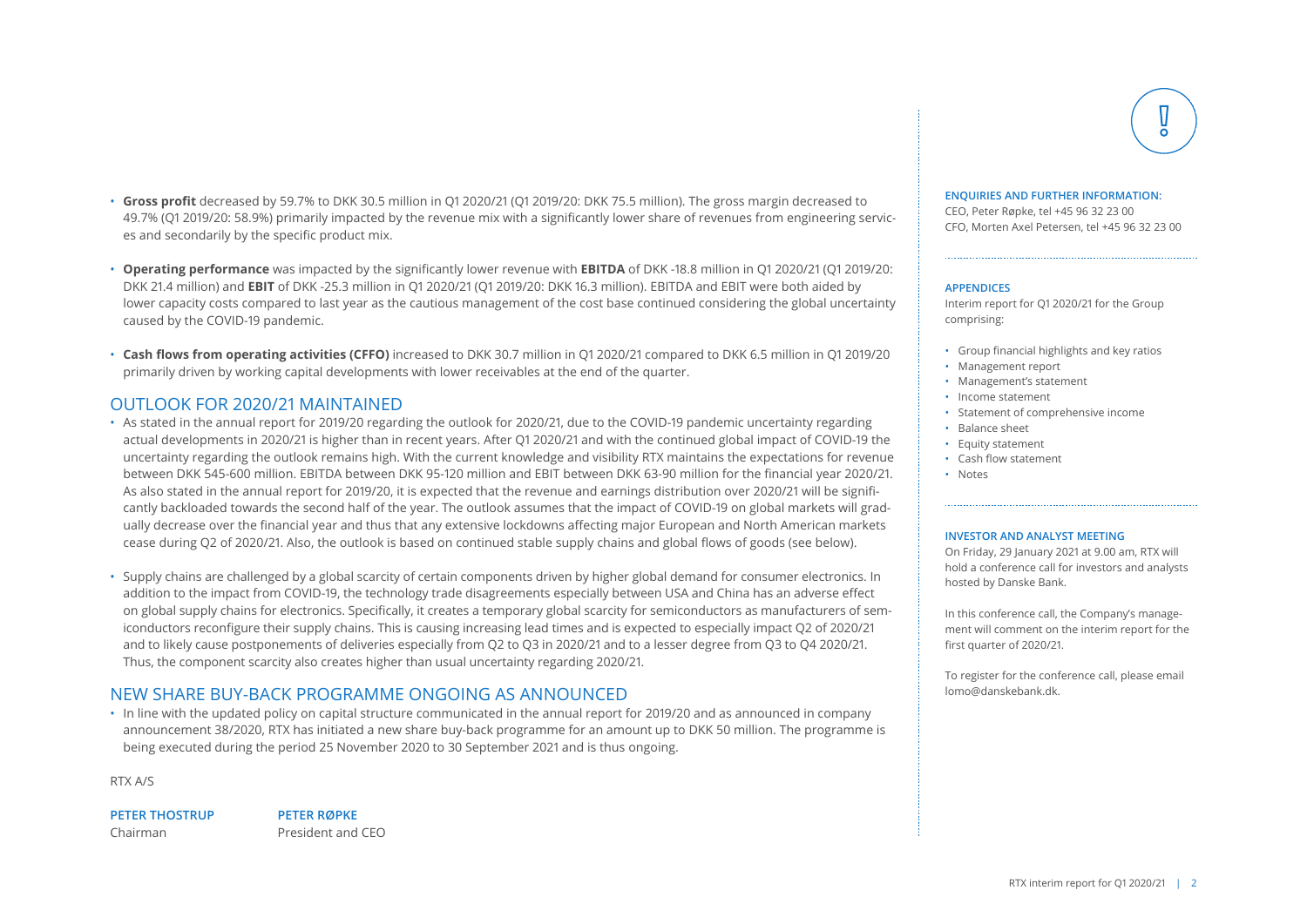- **Gross profit** decreased by 59.7% to DKK 30.5 million in Q1 2020/21 (Q1 2019/20: DKK 75.5 million). The gross margin decreased to 49.7% (Q1 2019/20: 58.9%) primarily impacted by the revenue mix with a significantly lower share of revenues from engineering services and secondarily by the specific product mix.

- **Operating performance** was impacted by the significantly lower revenue with **EBITDA** of DKK -18.8 million in Q1 2020/21 (Q1 2019/20: DKK 21.4 million) and **EBIT** of DKK -25.3 million in Q1 2020/21 (Q1 2019/20: DKK 16.3 million). EBITDA and EBIT were both aided by lower capacity costs compared to last year as the cautious management of the cost base continued considering the global uncertainty caused by the COVID-19 pandemic.

- **Cash flows from operating activities (CFFO)** increased to DKK 30.7 million in Q1 2020/21 compared to DKK 6.5 million in Q1 2019/20 primarily driven by working capital developments with lower receivables at the end of the quarter.

## OUTLOOK FOR 2020/21 MAINTAINED

- As stated in the annual report for 2019/20 regarding the outlook for 2020/21, due to the COVID-19 pandemic uncertainty regarding actual developments in 2020/21 is higher than in recent years. After Q1 2020/21 and with the continued global impact of COVID-19 the uncertainty regarding the outlook remains high. With the current knowledge and visibility RTX maintains the expectations for revenue between DKK 545-600 million. EBITDA between DKK 95-120 million and EBIT between DKK 63-90 million for the financial year 2020/21. As also stated in the annual report for 2019/20, it is expected that the revenue and earnings distribution over 2020/21 will be significantly backloaded towards the second half of the year. The outlook assumes that the impact of COVID-19 on global markets will gradually decrease over the financial year and thus that any extensive lockdowns affecting major European and North American markets cease during Q2 of 2020/21. Also, the outlook is based on continued stable supply chains and global flows of goods (see below).

- Supply chains are challenged by a global scarcity of certain components driven by higher global demand for consumer electronics. In addition to the impact from COVID-19, the technology trade disagreements especially between USA and China has an adverse effect on global supply chains for electronics. Specifically, it creates a temporary global scarcity for semiconductors as manufacturers of semiconductors reconfigure their supply chains. This is causing increasing lead times and is expected to especially impact Q2 of 2020/21 and to likely cause postponements of deliveries especially from Q2 to Q3 in 2020/21 and to a lesser degree from Q3 to Q4 2020/21. Thus, the component scarcity also creates higher than usual uncertainty regarding 2020/21.

## NEW SHARE BUY-BACK PROGRAMME ONGOING AS ANNOUNCED

- In line with the updated policy on capital structure communicated in the annual report for 2019/20 and as announced in company announcement 38/2020, RTX has initiated a new share buy-back programme for an amount up to DKK 50 million. The programme is being executed during the period 25 November 2020 to 30 September 2021 and is thus ongoing.

RTX A/S

**PETER THOSTRUP**
Chairman

**PETER RØPKE**
President and CEO

**ENQUIRIES AND FURTHER INFORMATION:**
CEO, Peter Røpke, tel +45 96 32 23 00
CFO, Morten Axel Petersen, tel +45 96 32 23 00

**APPENDICES**
Interim report for Q1 2020/21 for the Group comprising:

- Group financial highlights and key ratios
- Management report
- Management's statement
- Income statement
- Statement of comprehensive income
- Balance sheet
- Equity statement
- Cash flow statement
- Notes

**INVESTOR AND ANALYST MEETING**
On Friday, 29 January 2021 at 9.00 am, RTX will hold a conference call for investors and analysts hosted by Danske Bank.

In this conference call, the Company's management will comment on the interim report for the first quarter of 2020/21.

To register for the conference call, please email lomo@danskebank.dk.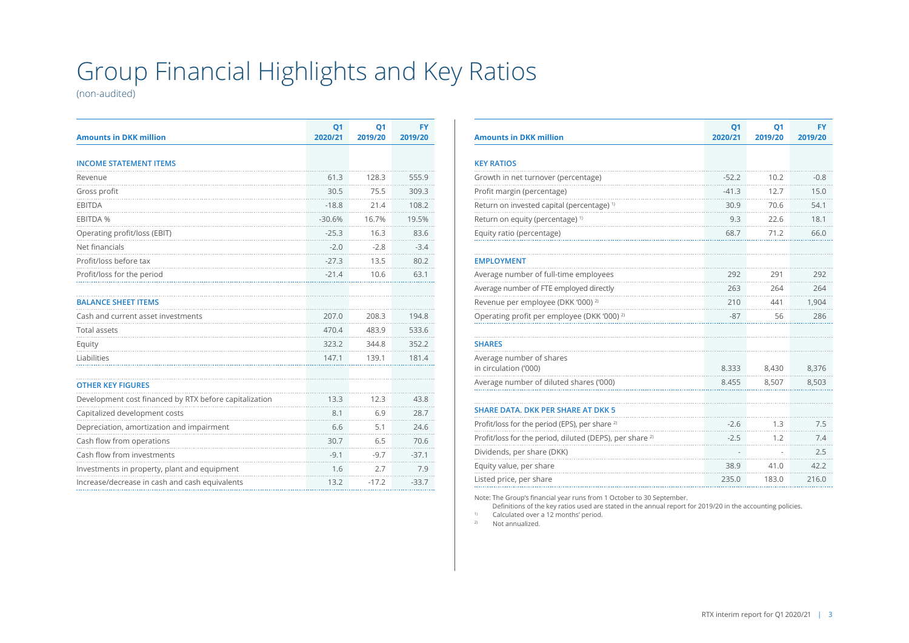# Group Financial Highlights and Key Ratios

(non-audited)

| Amounts in DKK million | Q1 2020/21 | Q1 2019/20 | FY 2019/20 |
|---|---|---|---|
| **INCOME STATEMENT ITEMS** | | | |
| Revenue | 61.3 | 128.3 | 555.9 |
| Gross profit | 30.5 | 75.5 | 309.3 |
| EBITDA | -18.8 | 21.4 | 108.2 |
| EBITDA % | -30.6% | 16.7% | 19.5% |
| Operating profit/loss (EBIT) | -25.3 | 16.3 | 83.6 |
| Net financials | -2.0 | -2.8 | -3.4 |
| Profit/loss before tax | -27.3 | 13.5 | 80.2 |
| Profit/loss for the period | -21.4 | 10.6 | 63.1 |
| **BALANCE SHEET ITEMS** | | | |
| Cash and current asset investments | 207.0 | 208.3 | 194.8 |
| Total assets | 470.4 | 483.9 | 533.6 |
| Equity | 323.2 | 344.8 | 352.2 |
| Liabilities | 147.1 | 139.1 | 181.4 |
| **OTHER KEY FIGURES** | | | |
| Development cost financed by RTX before capitalization | 13.3 | 12.3 | 43.8 |
| Capitalized development costs | 8.1 | 6.9 | 28.7 |
| Depreciation, amortization and impairment | 6.6 | 5.1 | 24.6 |
| Cash flow from operations | 30.7 | 6.5 | 70.6 |
| Cash flow from investments | -9.1 | -9.7 | -37.1 |
| Investments in property, plant and equipment | 1.6 | 2.7 | 7.9 |
| Increase/decrease in cash and cash equivalents | 13.2 | -17.2 | -33.7 |

| Amounts in DKK million | Q1 2020/21 | Q1 2019/20 | FY 2019/20 |
|---|---|---|---|
| **KEY RATIOS** | | | |
| Growth in net turnover (percentage) | -52.2 | 10.2 | -0.8 |
| Profit margin (percentage) | -41.3 | 12.7 | 15.0 |
| Return on invested capital (percentage) [1] | 30.9 | 70.6 | 54.1 |
| Return on equity (percentage) [1] | 9.3 | 22.6 | 18.1 |
| Equity ratio (percentage) | 68.7 | 71.2 | 66.0 |
| **EMPLOYMENT** | | | |
| Average number of full-time employees | 292 | 291 | 292 |
| Average number of FTE employed directly | 263 | 264 | 264 |
| Revenue per employee (DKK '000) [2] | 210 | 441 | 1,904 |
| Operating profit per employee (DKK '000) [2] | -87 | 56 | 286 |
| **SHARES** | | | |
| Average number of shares in circulation ('000) | 8.333 | 8,430 | 8,376 |
| Average number of diluted shares ('000) | 8.455 | 8,507 | 8,503 |
| **SHARE DATA. DKK PER SHARE AT DKK 5** | | | |
| Profit/loss for the period (EPS), per share [2] | -2.6 | 1.3 | 7.5 |
| Profit/loss for the period, diluted (DEPS), per share [2] | -2.5 | 1.2 | 7.4 |
| Dividends, per share (DKK) | - | - | 2.5 |
| Equity value, per share | 38.9 | 41.0 | 42.2 |
| Listed price, per share | 235.0 | 183.0 | 216.0 |

Note: The Group's financial year runs from 1 October to 30 September.
Definitions of the key ratios used are stated in the annual report for 2019/20 in the accounting policies.

[1] Calculated over a 12 months' period.

[2] Not annualized.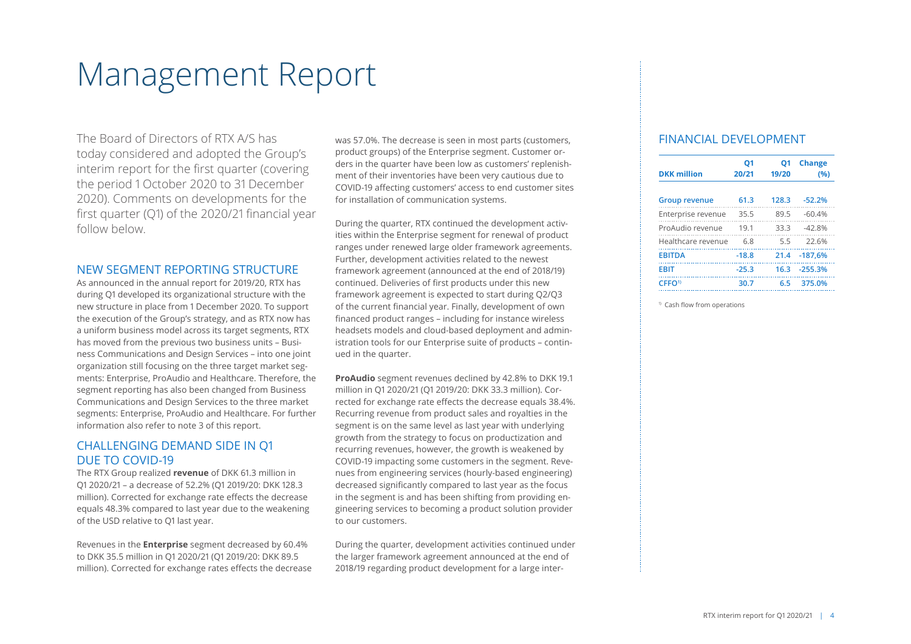# Management Report

The Board of Directors of RTX A/S has today considered and adopted the Group's interim report for the first quarter (covering the period 1 October 2020 to 31 December 2020). Comments on developments for the first quarter (Q1) of the 2020/21 financial year follow below.

## NEW SEGMENT REPORTING STRUCTURE

As announced in the annual report for 2019/20, RTX has during Q1 developed its organizational structure with the new structure in place from 1 December 2020. To support the execution of the Group's strategy, and as RTX now has a uniform business model across its target segments, RTX has moved from the previous two business units – Business Communications and Design Services – into one joint organization still focusing on the three target market segments: Enterprise, ProAudio and Healthcare. Therefore, the segment reporting has also been changed from Business Communications and Design Services to the three market segments: Enterprise, ProAudio and Healthcare. For further information also refer to note 3 of this report.

## CHALLENGING DEMAND SIDE IN Q1 DUE TO COVID-19

The RTX Group realized **revenue** of DKK 61.3 million in Q1 2020/21 – a decrease of 52.2% (Q1 2019/20: DKK 128.3 million). Corrected for exchange rate effects the decrease equals 48.3% compared to last year due to the weakening of the USD relative to Q1 last year.

Revenues in the **Enterprise** segment decreased by 60.4% to DKK 35.5 million in Q1 2020/21 (Q1 2019/20: DKK 89.5 million). Corrected for exchange rates effects the decrease was 57.0%. The decrease is seen in most parts (customers, product groups) of the Enterprise segment. Customer orders in the quarter have been low as customers' replenishment of their inventories have been very cautious due to COVID-19 affecting customers' access to end customer sites for installation of communication systems.

During the quarter, RTX continued the development activities within the Enterprise segment for renewal of product ranges under renewed large older framework agreements. Further, development activities related to the newest framework agreement (announced at the end of 2018/19) continued. Deliveries of first products under this new framework agreement is expected to start during Q2/Q3 of the current financial year. Finally, development of own financed product ranges – including for instance wireless headsets models and cloud-based deployment and administration tools for our Enterprise suite of products – continued in the quarter.

**ProAudio** segment revenues declined by 42.8% to DKK 19.1 million in Q1 2020/21 (Q1 2019/20: DKK 33.3 million). Corrected for exchange rate effects the decrease equals 38.4%. Recurring revenue from product sales and royalties in the segment is on the same level as last year with underlying growth from the strategy to focus on productization and recurring revenues, however, the growth is weakened by COVID-19 impacting some customers in the segment. Revenues from engineering services (hourly-based engineering) decreased significantly compared to last year as the focus in the segment is and has been shifting from providing engineering services to becoming a product solution provider to our customers.

During the quarter, development activities continued under the larger framework agreement announced at the end of 2018/19 regarding product development for a large inter-

## FINANCIAL DEVELOPMENT

| DKK million | Q1 20/21 | Q1 19/20 | Change (%) |
|---|---|---|---|
| **Group revenue** | **61.3** | **128.3** | **-52.2%** |
| Enterprise revenue | 35.5 | 89.5 | -60.4% |
| ProAudio revenue | 19.1 | 33.3 | -42.8% |
| Healthcare revenue | 6.8 | 5.5 | 22.6% |
| **EBITDA** | **-18.8** | **21.4** | **-187,6%** |
| **EBIT** | **-25.3** | **16.3** | **-255.3%** |
| **CFFO[1]** | **30.7** | **6.5** | **375.0%** |

[1] Cash flow from operations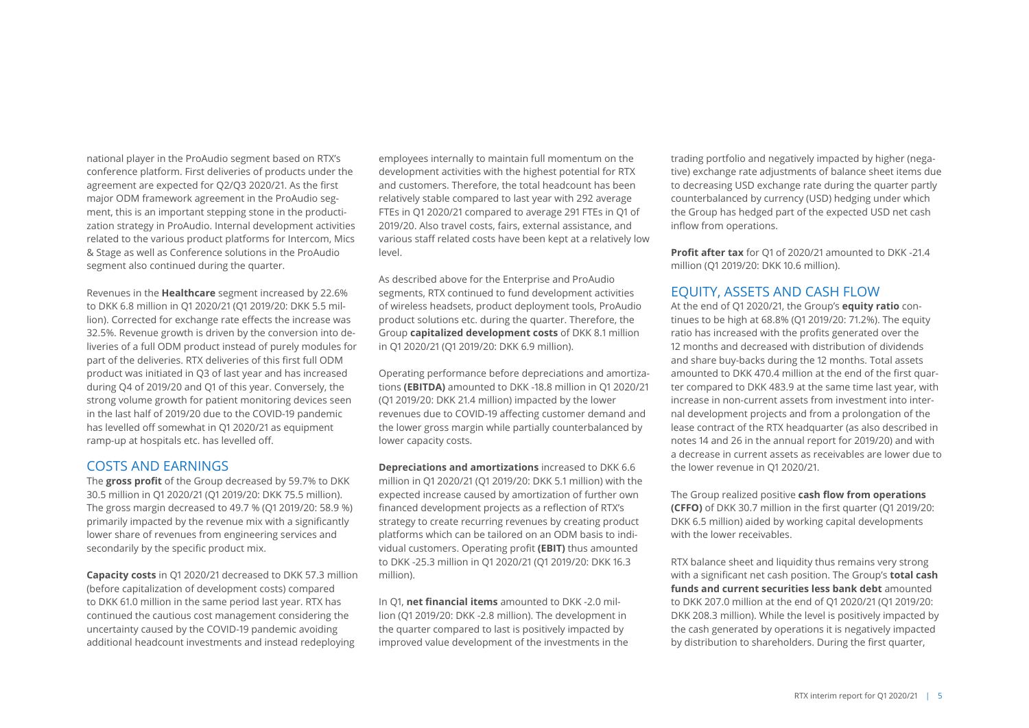national player in the ProAudio segment based on RTX's conference platform. First deliveries of products under the agreement are expected for Q2/Q3 2020/21. As the first major ODM framework agreement in the ProAudio segment, this is an important stepping stone in the productization strategy in ProAudio. Internal development activities related to the various product platforms for Intercom, Mics & Stage as well as Conference solutions in the ProAudio segment also continued during the quarter.

Revenues in the **Healthcare** segment increased by 22.6% to DKK 6.8 million in Q1 2020/21 (Q1 2019/20: DKK 5.5 million). Corrected for exchange rate effects the increase was 32.5%. Revenue growth is driven by the conversion into deliveries of a full ODM product instead of purely modules for part of the deliveries. RTX deliveries of this first full ODM product was initiated in Q3 of last year and has increased during Q4 of 2019/20 and Q1 of this year. Conversely, the strong volume growth for patient monitoring devices seen in the last half of 2019/20 due to the COVID-19 pandemic has levelled off somewhat in Q1 2020/21 as equipment ramp-up at hospitals etc. has levelled off.

## COSTS AND EARNINGS

The **gross profit** of the Group decreased by 59.7% to DKK 30.5 million in Q1 2020/21 (Q1 2019/20: DKK 75.5 million). The gross margin decreased to 49.7 % (Q1 2019/20: 58.9 %) primarily impacted by the revenue mix with a significantly lower share of revenues from engineering services and secondarily by the specific product mix.

**Capacity costs** in Q1 2020/21 decreased to DKK 57.3 million (before capitalization of development costs) compared to DKK 61.0 million in the same period last year. RTX has continued the cautious cost management considering the uncertainty caused by the COVID-19 pandemic avoiding additional headcount investments and instead redeploying employees internally to maintain full momentum on the development activities with the highest potential for RTX and customers. Therefore, the total headcount has been relatively stable compared to last year with 292 average FTEs in Q1 2020/21 compared to average 291 FTEs in Q1 of 2019/20. Also travel costs, fairs, external assistance, and various staff related costs have been kept at a relatively low level.

As described above for the Enterprise and ProAudio segments, RTX continued to fund development activities of wireless headsets, product deployment tools, ProAudio product solutions etc. during the quarter. Therefore, the Group **capitalized development costs** of DKK 8.1 million in Q1 2020/21 (Q1 2019/20: DKK 6.9 million).

Operating performance before depreciations and amortizations **(EBITDA)** amounted to DKK -18.8 million in Q1 2020/21 (Q1 2019/20: DKK 21.4 million) impacted by the lower revenues due to COVID-19 affecting customer demand and the lower gross margin while partially counterbalanced by lower capacity costs.

**Depreciations and amortizations** increased to DKK 6.6 million in Q1 2020/21 (Q1 2019/20: DKK 5.1 million) with the expected increase caused by amortization of further own financed development projects as a reflection of RTX's strategy to create recurring revenues by creating product platforms which can be tailored on an ODM basis to individual customers. Operating profit **(EBIT)** thus amounted to DKK -25.3 million in Q1 2020/21 (Q1 2019/20: DKK 16.3 million).

In Q1, **net financial items** amounted to DKK -2.0 million (Q1 2019/20: DKK -2.8 million). The development in the quarter compared to last is positively impacted by improved value development of the investments in the trading portfolio and negatively impacted by higher (negative) exchange rate adjustments of balance sheet items due to decreasing USD exchange rate during the quarter partly counterbalanced by currency (USD) hedging under which the Group has hedged part of the expected USD net cash inflow from operations.

**Profit after tax** for Q1 of 2020/21 amounted to DKK -21.4 million (Q1 2019/20: DKK 10.6 million).

## EQUITY, ASSETS AND CASH FLOW

At the end of Q1 2020/21, the Group's **equity ratio** continues to be high at 68.8% (Q1 2019/20: 71.2%). The equity ratio has increased with the profits generated over the 12 months and decreased with distribution of dividends and share buy-backs during the 12 months. Total assets amounted to DKK 470.4 million at the end of the first quarter compared to DKK 483.9 at the same time last year, with increase in non-current assets from investment into internal development projects and from a prolongation of the lease contract of the RTX headquarter (as also described in notes 14 and 26 in the annual report for 2019/20) and with a decrease in current assets as receivables are lower due to the lower revenue in Q1 2020/21.

The Group realized positive **cash flow from operations (CFFO)** of DKK 30.7 million in the first quarter (Q1 2019/20: DKK 6.5 million) aided by working capital developments with the lower receivables.

RTX balance sheet and liquidity thus remains very strong with a significant net cash position. The Group's **total cash funds and current securities less bank debt** amounted to DKK 207.0 million at the end of Q1 2020/21 (Q1 2019/20: DKK 208.3 million). While the level is positively impacted by the cash generated by operations it is negatively impacted by distribution to shareholders. During the first quarter,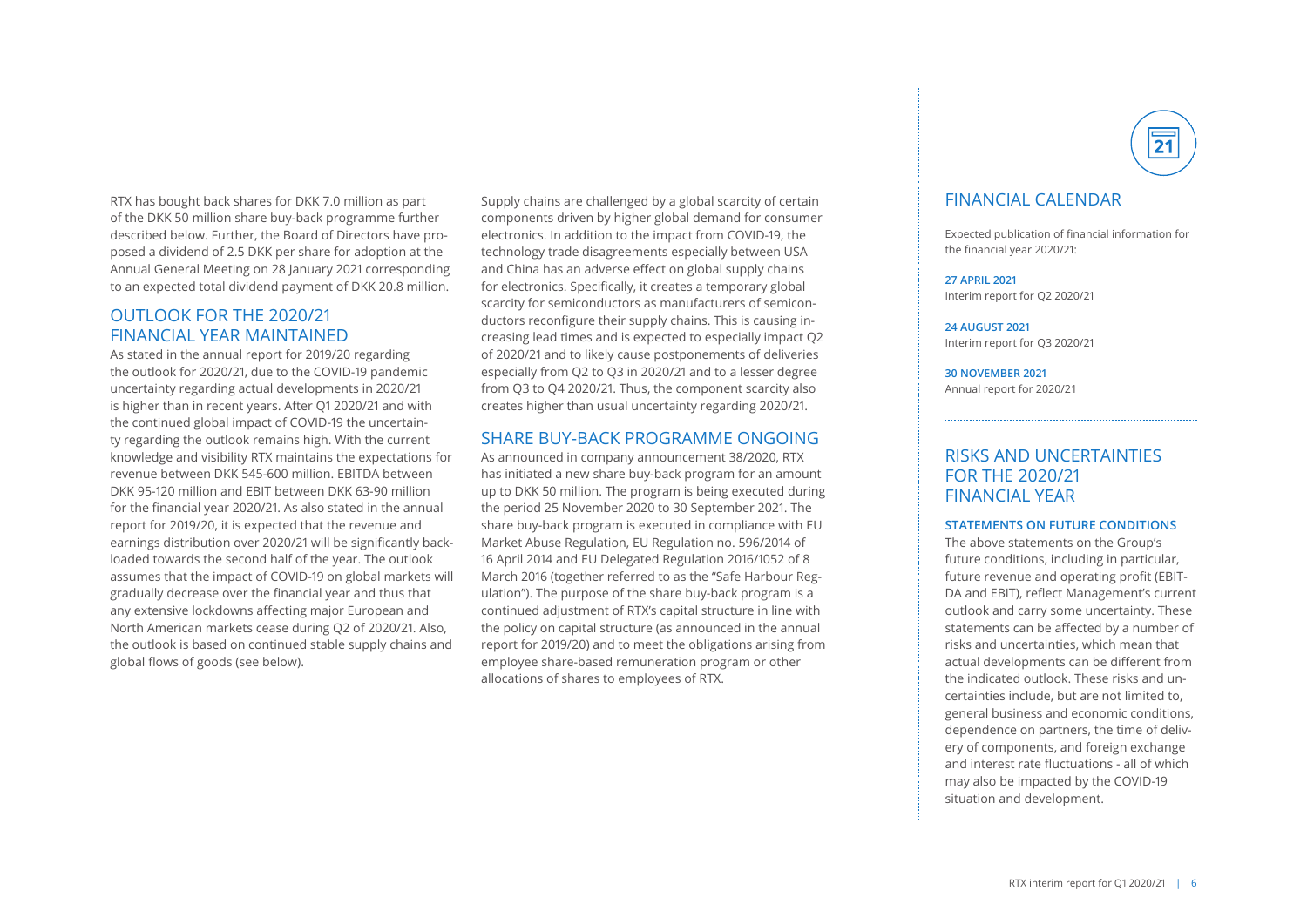RTX has bought back shares for DKK 7.0 million as part of the DKK 50 million share buy-back programme further described below. Further, the Board of Directors have proposed a dividend of 2.5 DKK per share for adoption at the Annual General Meeting on 28 January 2021 corresponding to an expected total dividend payment of DKK 20.8 million.

## OUTLOOK FOR THE 2020/21 FINANCIAL YEAR MAINTAINED

As stated in the annual report for 2019/20 regarding the outlook for 2020/21, due to the COVID-19 pandemic uncertainty regarding actual developments in 2020/21 is higher than in recent years. After Q1 2020/21 and with the continued global impact of COVID-19 the uncertainty regarding the outlook remains high. With the current knowledge and visibility RTX maintains the expectations for revenue between DKK 545-600 million. EBITDA between DKK 95-120 million and EBIT between DKK 63-90 million for the financial year 2020/21. As also stated in the annual report for 2019/20, it is expected that the revenue and earnings distribution over 2020/21 will be significantly backloaded towards the second half of the year. The outlook assumes that the impact of COVID-19 on global markets will gradually decrease over the financial year and thus that any extensive lockdowns affecting major European and North American markets cease during Q2 of 2020/21. Also, the outlook is based on continued stable supply chains and global flows of goods (see below).

Supply chains are challenged by a global scarcity of certain components driven by higher global demand for consumer electronics. In addition to the impact from COVID-19, the technology trade disagreements especially between USA and China has an adverse effect on global supply chains for electronics. Specifically, it creates a temporary global scarcity for semiconductors as manufacturers of semiconductors reconfigure their supply chains. This is causing increasing lead times and is expected to especially impact Q2 of 2020/21 and to likely cause postponements of deliveries especially from Q2 to Q3 in 2020/21 and to a lesser degree from Q3 to Q4 2020/21. Thus, the component scarcity also creates higher than usual uncertainty regarding 2020/21.

## SHARE BUY-BACK PROGRAMME ONGOING

As announced in company announcement 38/2020, RTX has initiated a new share buy-back program for an amount up to DKK 50 million. The program is being executed during the period 25 November 2020 to 30 September 2021. The share buy-back program is executed in compliance with EU Market Abuse Regulation, EU Regulation no. 596/2014 of 16 April 2014 and EU Delegated Regulation 2016/1052 of 8 March 2016 (together referred to as the "Safe Harbour Regulation"). The purpose of the share buy-back program is a continued adjustment of RTX's capital structure in line with the policy on capital structure (as announced in the annual report for 2019/20) and to meet the obligations arising from employee share-based remuneration program or other allocations of shares to employees of RTX.

## FINANCIAL CALENDAR

Expected publication of financial information for the financial year 2020/21:

**27 APRIL 2021**
Interim report for Q2 2020/21

**24 AUGUST 2021**
Interim report for Q3 2020/21

**30 NOVEMBER 2021**
Annual report for 2020/21

## RISKS AND UNCERTAINTIES FOR THE 2020/21 FINANCIAL YEAR

### STATEMENTS ON FUTURE CONDITIONS

The above statements on the Group's future conditions, including in particular, future revenue and operating profit (EBITDA and EBIT), reflect Management's current outlook and carry some uncertainty. These statements can be affected by a number of risks and uncertainties, which mean that actual developments can be different from the indicated outlook. These risks and uncertainties include, but are not limited to, general business and economic conditions, dependence on partners, the time of delivery of components, and foreign exchange and interest rate fluctuations - all of which may also be impacted by the COVID-19 situation and development.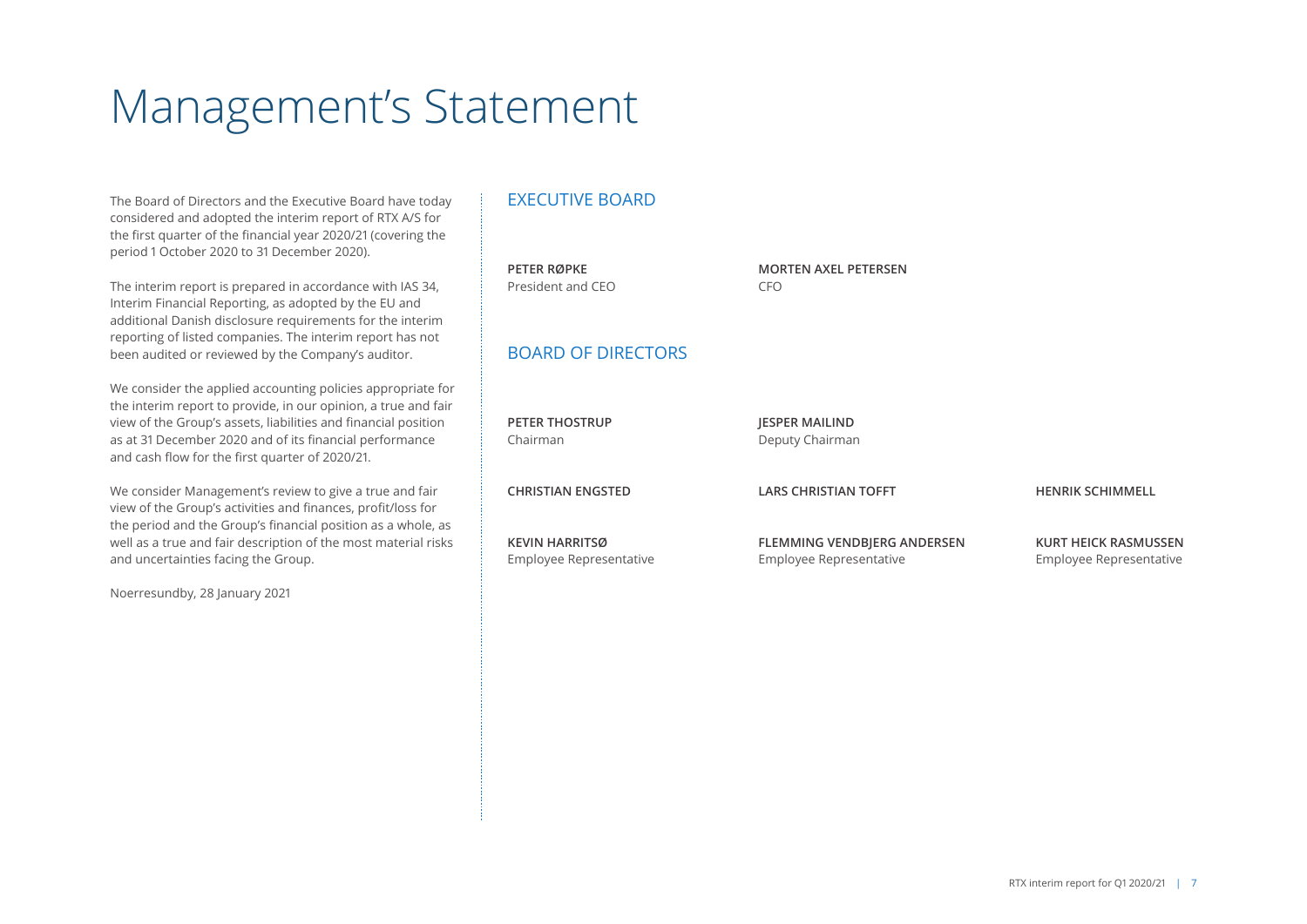# Management's Statement

The Board of Directors and the Executive Board have today considered and adopted the interim report of RTX A/S for the first quarter of the financial year 2020/21 (covering the period 1 October 2020 to 31 December 2020).

The interim report is prepared in accordance with IAS 34, Interim Financial Reporting, as adopted by the EU and additional Danish disclosure requirements for the interim reporting of listed companies. The interim report has not been audited or reviewed by the Company's auditor.

We consider the applied accounting policies appropriate for the interim report to provide, in our opinion, a true and fair view of the Group's assets, liabilities and financial position as at 31 December 2020 and of its financial performance and cash flow for the first quarter of 2020/21.

We consider Management's review to give a true and fair view of the Group's activities and finances, profit/loss for the period and the Group's financial position as a whole, as well as a true and fair description of the most material risks and uncertainties facing the Group.

Noerresundby, 28 January 2021

## EXECUTIVE BOARD

**PETER RØPKE**
President and CEO

**MORTEN AXEL PETERSEN**
CFO

## BOARD OF DIRECTORS

**PETER THOSTRUP**
Chairman

**JESPER MAILIND**
Deputy Chairman

**CHRISTIAN ENGSTED**

**LARS CHRISTIAN TOFFT**

**HENRIK SCHIMMELL**

**KEVIN HARRITSØ**
Employee Representative

**FLEMMING VENDBJERG ANDERSEN**
Employee Representative

**KURT HEICK RASMUSSEN**
Employee Representative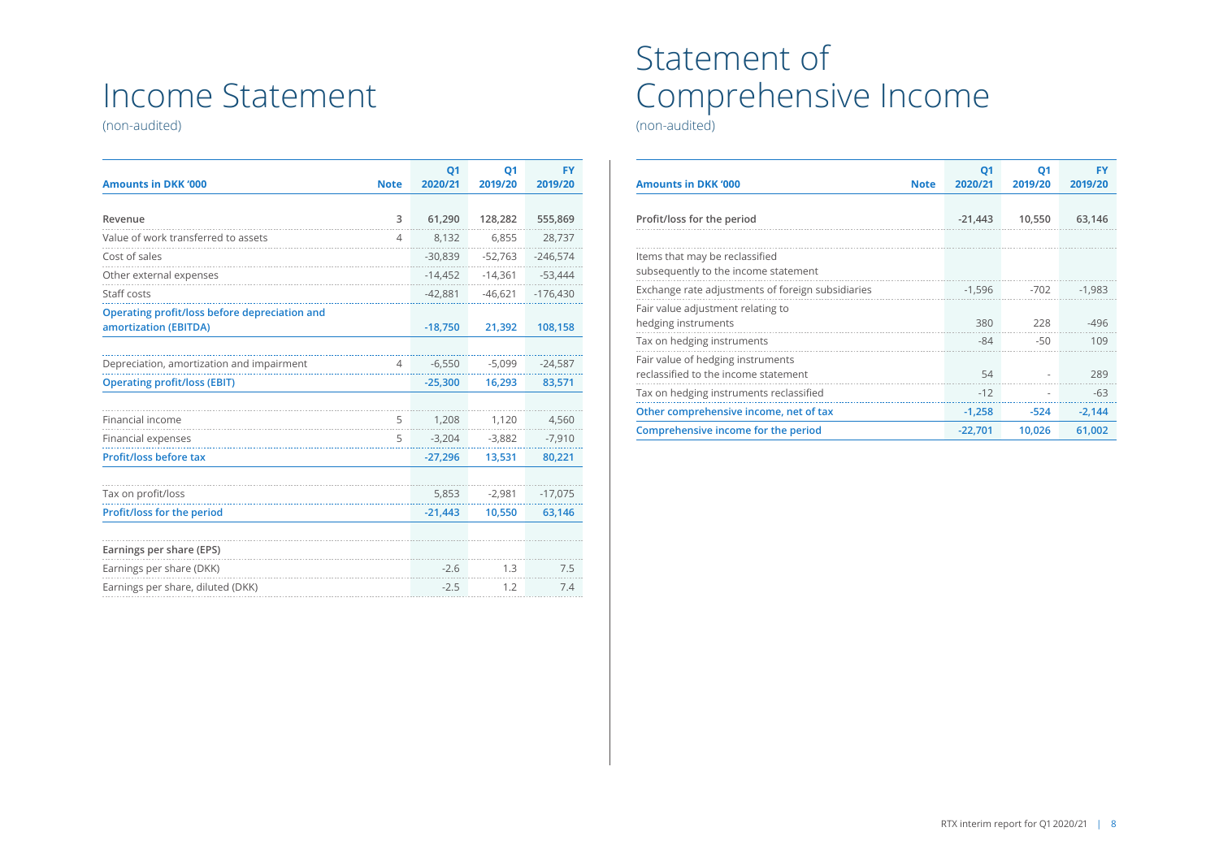# Income Statement

(non-audited)

| Amounts in DKK '000 | Note | Q1 2020/21 | Q1 2019/20 | FY 2019/20 |
|---|---|---|---|---|
| Revenue | 3 | 61,290 | 128,282 | 555,869 |
| Value of work transferred to assets | 4 | 8,132 | 6,855 | 28,737 |
| Cost of sales | | -30,839 | -52,763 | -246,574 |
| Other external expenses | | -14,452 | -14,361 | -53,444 |
| Staff costs | | -42,881 | -46,621 | -176,430 |
| **Operating profit/loss before depreciation and amortization (EBITDA)** | | **-18,750** | **21,392** | **108,158** |
| Depreciation, amortization and impairment | 4 | -6,550 | -5,099 | -24,587 |
| **Operating profit/loss (EBIT)** | | **-25,300** | **16,293** | **83,571** |
| Financial income | 5 | 1,208 | 1,120 | 4,560 |
| Financial expenses | 5 | -3,204 | -3,882 | -7,910 |
| **Profit/loss before tax** | | **-27,296** | **13,531** | **80,221** |
| Tax on profit/loss | | 5,853 | -2,981 | -17,075 |
| **Profit/loss for the period** | | **-21,443** | **10,550** | **63,146** |
| **Earnings per share (EPS)** | | | | |
| Earnings per share (DKK) | | -2.6 | 1.3 | 7.5 |
| Earnings per share, diluted (DKK) | | -2.5 | 1.2 | 7.4 |

# Statement of Comprehensive Income

(non-audited)

| Amounts in DKK '000 | Note | Q1 2020/21 | Q1 2019/20 | FY 2019/20 |
|---|---|---|---|---|
| Profit/loss for the period | | -21,443 | 10,550 | 63,146 |
| Items that may be reclassified subsequently to the income statement | | | | |
| Exchange rate adjustments of foreign subsidiaries | | -1,596 | -702 | -1,983 |
| Fair value adjustment relating to hedging instruments | | 380 | 228 | -496 |
| Tax on hedging instruments | | -84 | -50 | 109 |
| Fair value of hedging instruments reclassified to the income statement | | 54 | - | 289 |
| Tax on hedging instruments reclassified | | -12 | - | -63 |
| **Other comprehensive income, net of tax** | | **-1,258** | **-524** | **-2,144** |
| **Comprehensive income for the period** | | **-22,701** | **10,026** | **61,002** |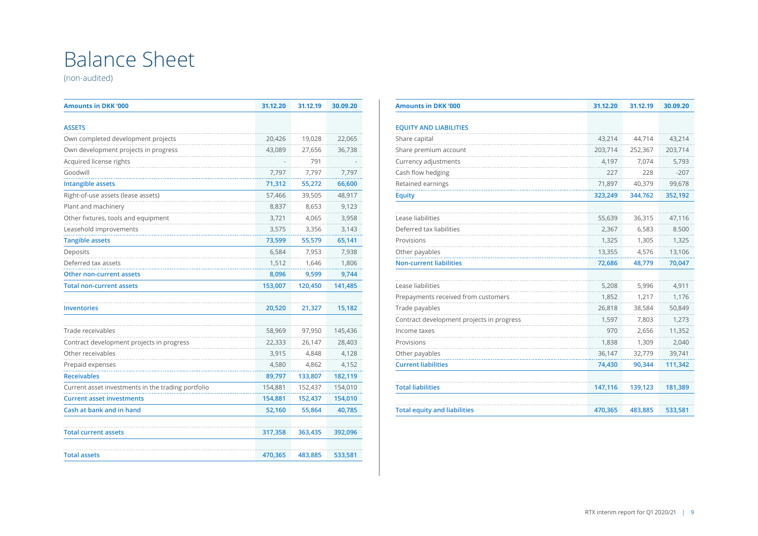# Balance Sheet

(non-audited)

| Amounts in DKK '000 | 31.12.20 | 31.12.19 | 30.09.20 |
|---|---|---|---|
| **ASSETS** | | | |
| Own completed development projects | 20,426 | 19,028 | 22,065 |
| Own development projects in progress | 43,089 | 27,656 | 36,738 |
| Acquired license rights | - | 791 | - |
| Goodwill | 7,797 | 7,797 | 7,797 |
| **Intangible assets** | **71,312** | **55,272** | **66,600** |
| Right-of-use assets (lease assets) | 57,466 | 39,505 | 48,917 |
| Plant and machinery | 8,837 | 8,653 | 9,123 |
| Other fixtures, tools and equipment | 3,721 | 4,065 | 3,958 |
| Leasehold improvements | 3,575 | 3,356 | 3,143 |
| **Tangible assets** | **73,599** | **55,579** | **65,141** |
| Deposits | 6,584 | 7,953 | 7,938 |
| Deferred tax assets | 1,512 | 1,646 | 1,806 |
| **Other non-current assets** | **8,096** | **9,599** | **9,744** |
| **Total non-current assets** | **153,007** | **120,450** | **141,485** |
| | | | |
| **Inventories** | **20,520** | **21,327** | **15,182** |
| | | | |
| Trade receivables | 58,969 | 97,950 | 145,436 |
| Contract development projects in progress | 22,333 | 26,147 | 28,403 |
| Other receivables | 3,915 | 4,848 | 4,128 |
| Prepaid expenses | 4,580 | 4,862 | 4,152 |
| **Receivables** | **89,797** | **133,807** | **182,119** |
| Current asset investments in the trading portfolio | 154,881 | 152,437 | 154,010 |
| **Current asset investments** | **154,881** | **152,437** | **154,010** |
| **Cash at bank and in hand** | **52,160** | **55,864** | **40,785** |
| | | | |
| **Total current assets** | **317,358** | **363,435** | **392,096** |
| | | | |
| **Total assets** | **470,365** | **483,885** | **533,581** |

| Amounts in DKK '000 | 31.12.20 | 31.12.19 | 30.09.20 |
|---|---|---|---|
| **EQUITY AND LIABILITIES** | | | |
| Share capital | 43,214 | 44,714 | 43,214 |
| Share premium account | 203,714 | 252,367 | 203,714 |
| Currency adjustments | 4,197 | 7,074 | 5,793 |
| Cash flow hedging | 227 | 228 | -207 |
| Retained earnings | 71,897 | 40,379 | 99,678 |
| **Equity** | **323,249** | **344,762** | **352,192** |
| | | | |
| Lease liabilities | 55,639 | 36,315 | 47,116 |
| Deferred tax liabilities | 2,367 | 6,583 | 8.500 |
| Provisions | 1,325 | 1,305 | 1,325 |
| Other payables | 13,355 | 4,576 | 13,106 |
| **Non-current liabilities** | **72,686** | **48,779** | **70,047** |
| | | | |
| Lease liabilities | 5,208 | 5,996 | 4,911 |
| Prepayments received from customers | 1,852 | 1,217 | 1,176 |
| Trade payables | 26,818 | 38,584 | 50,849 |
| Contract development projects in progress | 1,597 | 7,803 | 1,273 |
| Income taxes | 970 | 2,656 | 11,352 |
| Provisions | 1,838 | 1,309 | 2,040 |
| Other payables | 36,147 | 32,779 | 39,741 |
| **Current liabilities** | **74,430** | **90,344** | **111,342** |
| | | | |
| **Total liabilities** | **147,116** | **139,123** | **181,389** |
| | | | |
| **Total equity and liabilities** | **470,365** | **483,885** | **533,581** |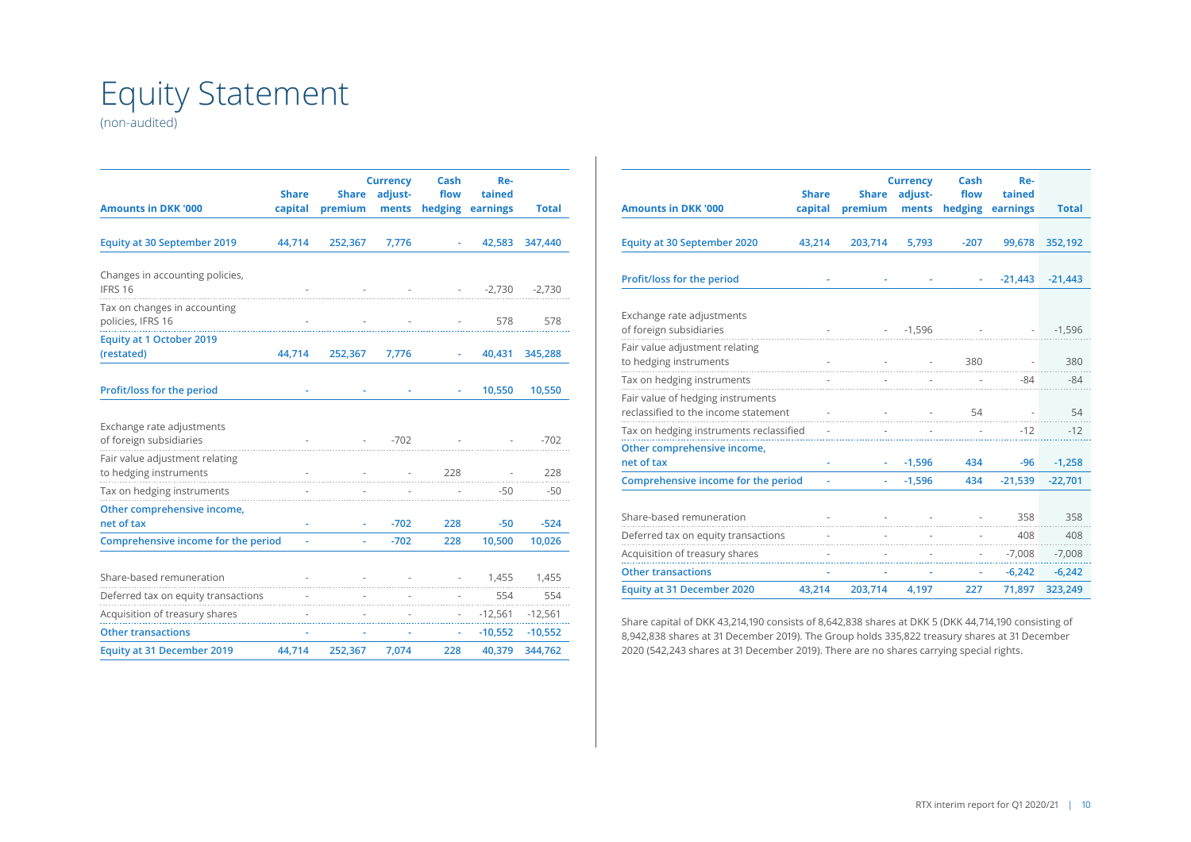# Equity Statement

(non-audited)

| Amounts in DKK '000 | Share capital | Share premium | Currency adjust-ments | Cash flow hedging | Re-tained earnings | Total |
|---|---|---|---|---|---|---|
| **Equity at 30 September 2019** | **44,714** | **252,367** | **7,776** | **-** | **42,583** | **347,440** |
| Changes in accounting policies, IFRS 16 | - | - | - | - | -2,730 | -2,730 |
| Tax on changes in accounting policies, IFRS 16 | - | - | - | - | 578 | 578 |
| **Equity at 1 October 2019 (restated)** | **44,714** | **252,367** | **7,776** | **-** | **40,431** | **345,288** |
| **Profit/loss for the period** | **-** | **-** | **-** | **-** | **10,550** | **10,550** |
| Exchange rate adjustments of foreign subsidiaries | - | - | -702 | - | - | -702 |
| Fair value adjustment relating to hedging instruments | - | - | - | 228 | - | 228 |
| Tax on hedging instruments | - | - | - | - | -50 | -50 |
| **Other comprehensive income, net of tax** | **-** | **-** | **-702** | **228** | **-50** | **-524** |
| **Comprehensive income for the period** | **-** | **-** | **-702** | **228** | **10,500** | **10,026** |
| Share-based remuneration | - | - | - | - | 1,455 | 1,455 |
| Deferred tax on equity transactions | - | - | - | - | 554 | 554 |
| Acquisition of treasury shares | - | - | - | - | -12,561 | -12,561 |
| **Other transactions** | **-** | **-** | **-** | **-** | **-10,552** | **-10,552** |
| **Equity at 31 December 2019** | **44,714** | **252,367** | **7,074** | **228** | **40,379** | **344,762** |

| Amounts in DKK '000 | Share capital | Share premium | Currency adjust-ments | Cash flow hedging | Re-tained earnings | Total |
|---|---|---|---|---|---|---|
| **Equity at 30 September 2020** | **43,214** | **203,714** | **5,793** | **-207** | **99,678** | **352,192** |
| **Profit/loss for the period** | **-** | **-** | **-** | **-** | **-21,443** | **-21,443** |
| Exchange rate adjustments of foreign subsidiaries | - | - | -1,596 | - | - | -1,596 |
| Fair value adjustment relating to hedging instruments | - | - | - | 380 | - | 380 |
| Tax on hedging instruments | - | - | - | - | -84 | -84 |
| Fair value of hedging instruments reclassified to the income statement | - | - | - | 54 | - | 54 |
| Tax on hedging instruments reclassified | - | - | - | - | -12 | -12 |
| **Other comprehensive income, net of tax** | **-** | **-** | **-1,596** | **434** | **-96** | **-1,258** |
| **Comprehensive income for the period** | **-** | **-** | **-1,596** | **434** | **-21,539** | **-22,701** |
| Share-based remuneration | - | - | - | - | 358 | 358 |
| Deferred tax on equity transactions | - | - | - | - | 408 | 408 |
| Acquisition of treasury shares | - | - | - | - | -7,008 | -7,008 |
| **Other transactions** | **-** | **-** | **-** | **-** | **-6,242** | **-6,242** |
| **Equity at 31 December 2020** | **43,214** | **203,714** | **4,197** | **227** | **71,897** | **323,249** |

Share capital of DKK 43,214,190 consists of 8,642,838 shares at DKK 5 (DKK 44,714,190 consisting of 8,942,838 shares at 31 December 2019). The Group holds 335,822 treasury shares at 31 December 2020 (542,243 shares at 31 December 2019). There are no shares carrying special rights.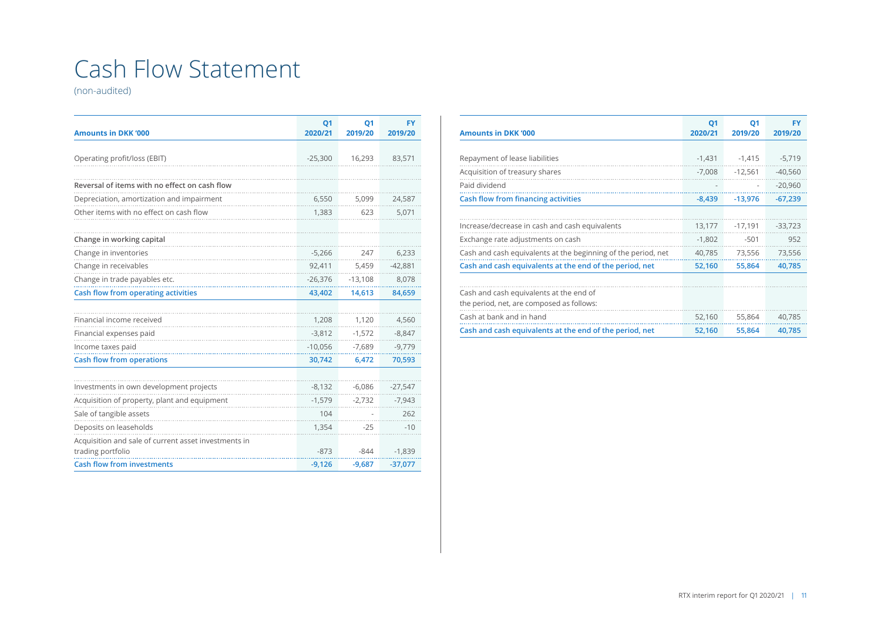# Cash Flow Statement

(non-audited)

| Amounts in DKK '000 | Q1 2020/21 | Q1 2019/20 | FY 2019/20 |
|---|---|---|---|
| Operating profit/loss (EBIT) | -25,300 | 16,293 | 83,571 |
| **Reversal of items with no effect on cash flow** | | | |
| Depreciation, amortization and impairment | 6,550 | 5,099 | 24,587 |
| Other items with no effect on cash flow | 1,383 | 623 | 5,071 |
| **Change in working capital** | | | |
| Change in inventories | -5,266 | 247 | 6,233 |
| Change in receivables | 92,411 | 5,459 | -42,881 |
| Change in trade payables etc. | -26,376 | -13,108 | 8,078 |
| **Cash flow from operating activities** | **43,402** | **14,613** | **84,659** |
| Financial income received | 1,208 | 1,120 | 4,560 |
| Financial expenses paid | -3,812 | -1,572 | -8,847 |
| Income taxes paid | -10,056 | -7,689 | -9,779 |
| **Cash flow from operations** | **30,742** | **6,472** | **70,593** |
| Investments in own development projects | -8,132 | -6,086 | -27,547 |
| Acquisition of property, plant and equipment | -1,579 | -2,732 | -7,943 |
| Sale of tangible assets | 104 | - | 262 |
| Deposits on leaseholds | 1,354 | -25 | -10 |
| Acquisition and sale of current asset investments in trading portfolio | -873 | -844 | -1,839 |
| **Cash flow from investments** | **-9,126** | **-9,687** | **-37,077** |

| Amounts in DKK '000 | Q1 2020/21 | Q1 2019/20 | FY 2019/20 |
|---|---|---|---|
| Repayment of lease liabilities | -1,431 | -1,415 | -5,719 |
| Acquisition of treasury shares | -7,008 | -12,561 | -40,560 |
| Paid dividend | - | - | -20,960 |
| **Cash flow from financing activities** | **-8,439** | **-13,976** | **-67,239** |
| Increase/decrease in cash and cash equivalents | 13,177 | -17,191 | -33,723 |
| Exchange rate adjustments on cash | -1,802 | -501 | 952 |
| Cash and cash equivalents at the beginning of the period, net | 40,785 | 73,556 | 73,556 |
| **Cash and cash equivalents at the end of the period, net** | **52,160** | **55,864** | **40,785** |
| Cash and cash equivalents at the end of the period, net, are composed as follows: | | | |
| Cash at bank and in hand | 52,160 | 55,864 | 40,785 |
| **Cash and cash equivalents at the end of the period, net** | **52,160** | **55,864** | **40,785** |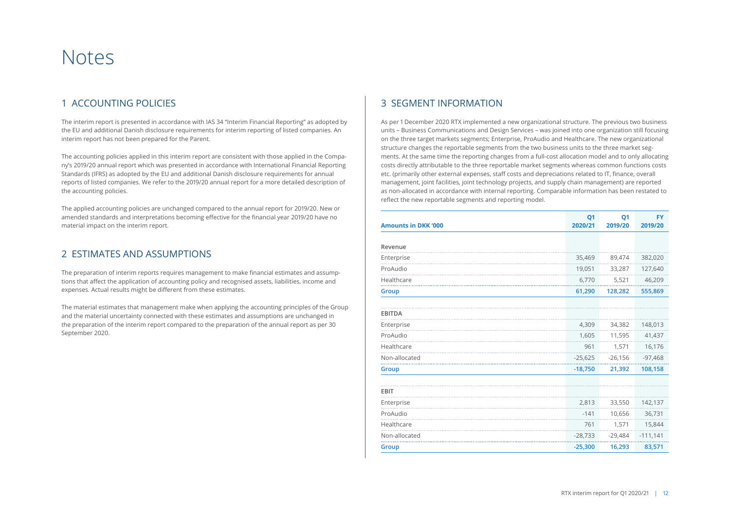# Notes

## 1 ACCOUNTING POLICIES

The interim report is presented in accordance with IAS 34 "Interim Financial Reporting" as adopted by the EU and additional Danish disclosure requirements for interim reporting of listed companies. An interim report has not been prepared for the Parent.

The accounting policies applied in this interim report are consistent with those applied in the Company's 2019/20 annual report which was presented in accordance with International Financial Reporting Standards (IFRS) as adopted by the EU and additional Danish disclosure requirements for annual reports of listed companies. We refer to the 2019/20 annual report for a more detailed description of the accounting policies.

The applied accounting policies are unchanged compared to the annual report for 2019/20. New or amended standards and interpretations becoming effective for the financial year 2019/20 have no material impact on the interim report.

## 2 ESTIMATES AND ASSUMPTIONS

The preparation of interim reports requires management to make financial estimates and assumptions that affect the application of accounting policy and recognised assets, liabilities, income and expenses. Actual results might be different from these estimates.

The material estimates that management make when applying the accounting principles of the Group and the material uncertainty connected with these estimates and assumptions are unchanged in the preparation of the interim report compared to the preparation of the annual report as per 30 September 2020.

## 3 SEGMENT INFORMATION

As per 1 December 2020 RTX implemented a new organizational structure. The previous two business units – Business Communications and Design Services – was joined into one organization still focusing on the three target markets segments; Enterprise, ProAudio and Healthcare. The new organizational structure changes the reportable segments from the two business units to the three market segments. At the same time the reporting changes from a full-cost allocation model and to only allocating costs directly attributable to the three reportable market segments whereas common functions costs etc. (primarily other external expenses, staff costs and depreciations related to IT, finance, overall management, joint facilities, joint technology projects, and supply chain management) are reported as non-allocated in accordance with internal reporting. Comparable information has been restated to reflect the new reportable segments and reporting model.

| Amounts in DKK '000 | Q1 2020/21 | Q1 2019/20 | FY 2019/20 |
|---|---|---|---|
| **Revenue** | | | |
| Enterprise | 35,469 | 89,474 | 382,020 |
| ProAudio | 19,051 | 33,287 | 127,640 |
| Healthcare | 6,770 | 5,521 | 46,209 |
| **Group** | **61,290** | **128,282** | **555,869** |
| **EBITDA** | | | |
| Enterprise | 4,309 | 34,382 | 148,013 |
| ProAudio | 1,605 | 11,595 | 41,437 |
| Healthcare | 961 | 1,571 | 16,176 |
| Non-allocated | -25,625 | -26,156 | -97,468 |
| **Group** | **-18,750** | **21,392** | **108,158** |
| **EBIT** | | | |
| Enterprise | 2,813 | 33,550 | 142,137 |
| ProAudio | -141 | 10,656 | 36,731 |
| Healthcare | 761 | 1,571 | 15,844 |
| Non-allocated | -28,733 | -29,484 | -111,141 |
| **Group** | **-25,300** | **16,293** | **83,571** |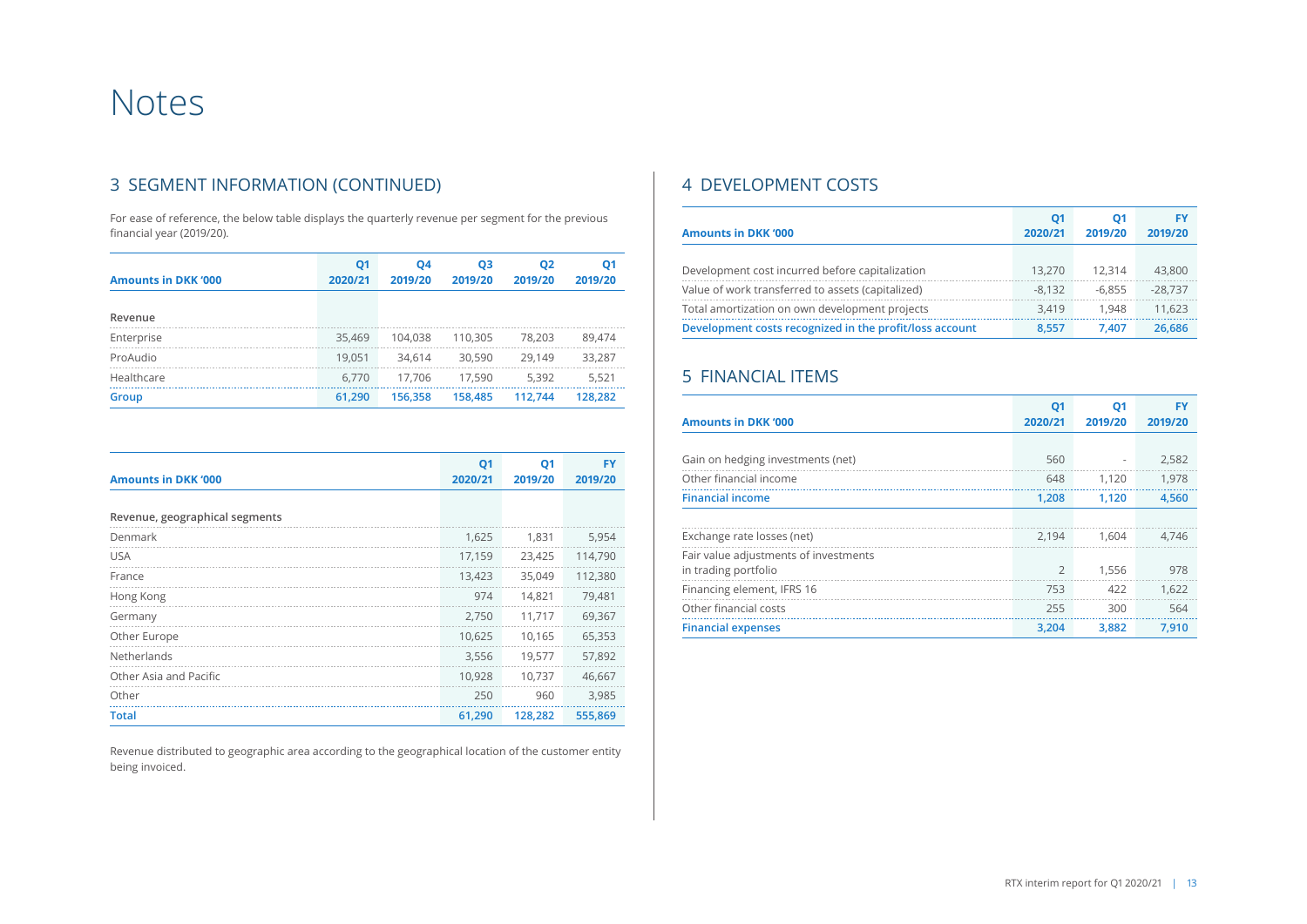# Notes

## 3 SEGMENT INFORMATION (CONTINUED)

For ease of reference, the below table displays the quarterly revenue per segment for the previous financial year (2019/20).

| Amounts in DKK '000 | Q1 2020/21 | Q4 2019/20 | Q3 2019/20 | Q2 2019/20 | Q1 2019/20 |
|---|---|---|---|---|---|
| **Revenue** | | | | | |
| Enterprise | 35,469 | 104,038 | 110,305 | 78,203 | 89,474 |
| ProAudio | 19,051 | 34,614 | 30,590 | 29,149 | 33,287 |
| Healthcare | 6,770 | 17,706 | 17,590 | 5,392 | 5,521 |
| **Group** | **61,290** | **156,358** | **158,485** | **112,744** | **128,282** |

| Amounts in DKK '000 | Q1 2020/21 | Q1 2019/20 | FY 2019/20 |
|---|---|---|---|
| **Revenue, geographical segments** | | | |
| Denmark | 1,625 | 1,831 | 5,954 |
| USA | 17,159 | 23,425 | 114,790 |
| France | 13,423 | 35,049 | 112,380 |
| Hong Kong | 974 | 14,821 | 79,481 |
| Germany | 2,750 | 11,717 | 69,367 |
| Other Europe | 10,625 | 10,165 | 65,353 |
| Netherlands | 3,556 | 19,577 | 57,892 |
| Other Asia and Pacific | 10,928 | 10,737 | 46,667 |
| Other | 250 | 960 | 3,985 |
| **Total** | **61,290** | **128,282** | **555,869** |

Revenue distributed to geographic area according to the geographical location of the customer entity being invoiced.

## 4 DEVELOPMENT COSTS

| Amounts in DKK '000 | Q1 2020/21 | Q1 2019/20 | FY 2019/20 |
|---|---|---|---|
| Development cost incurred before capitalization | 13,270 | 12,314 | 43,800 |
| Value of work transferred to assets (capitalized) | -8,132 | -6,855 | -28,737 |
| Total amortization on own development projects | 3,419 | 1,948 | 11,623 |
| **Development costs recognized in the profit/loss account** | **8,557** | **7,407** | **26,686** |

## 5 FINANCIAL ITEMS

| Amounts in DKK '000 | Q1 2020/21 | Q1 2019/20 | FY 2019/20 |
|---|---|---|---|
| Gain on hedging investments (net) | 560 | - | 2,582 |
| Other financial income | 648 | 1,120 | 1,978 |
| **Financial income** | **1,208** | **1,120** | **4,560** |
| | | | |
| Exchange rate losses (net) | 2,194 | 1,604 | 4,746 |
| Fair value adjustments of investments in trading portfolio | 2 | 1,556 | 978 |
| Financing element, IFRS 16 | 753 | 422 | 1,622 |
| Other financial costs | 255 | 300 | 564 |
| **Financial expenses** | **3,204** | **3,882** | **7,910** |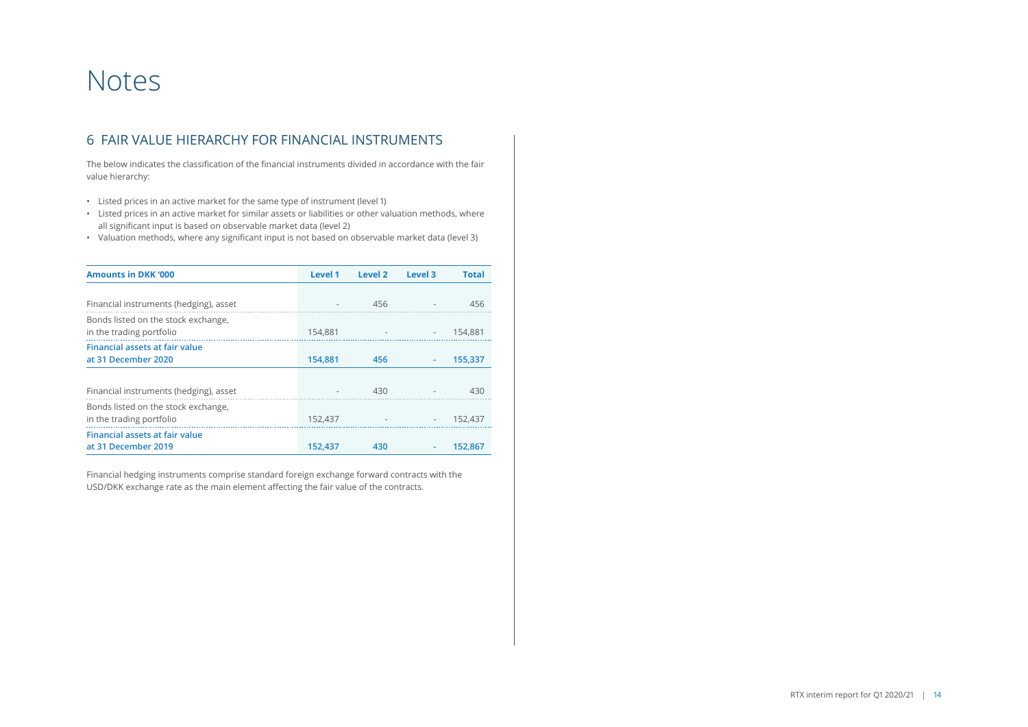# Notes

## 6 FAIR VALUE HIERARCHY FOR FINANCIAL INSTRUMENTS

The below indicates the classification of the financial instruments divided in accordance with the fair value hierarchy:

- Listed prices in an active market for the same type of instrument (level 1)
- Listed prices in an active market for similar assets or liabilities or other valuation methods, where all significant input is based on observable market data (level 2)
- Valuation methods, where any significant input is not based on observable market data (level 3)

| Amounts in DKK '000 | Level 1 | Level 2 | Level 3 | Total |
|---|---|---|---|---|
| Financial instruments (hedging), asset | - | 456 | - | 456 |
| Bonds listed on the stock exchange, in the trading portfolio | 154,881 | - | - | 154,881 |
| **Financial assets at fair value at 31 December 2020** | **154,881** | **456** | **-** | **155,337** |
| Financial instruments (hedging), asset | - | 430 | - | 430 |
| Bonds listed on the stock exchange, in the trading portfolio | 152,437 | - | - | 152,437 |
| **Financial assets at fair value at 31 December 2019** | **152,437** | **430** | **-** | **152,867** |

Financial hedging instruments comprise standard foreign exchange forward contracts with the USD/DKK exchange rate as the main element affecting the fair value of the contracts.